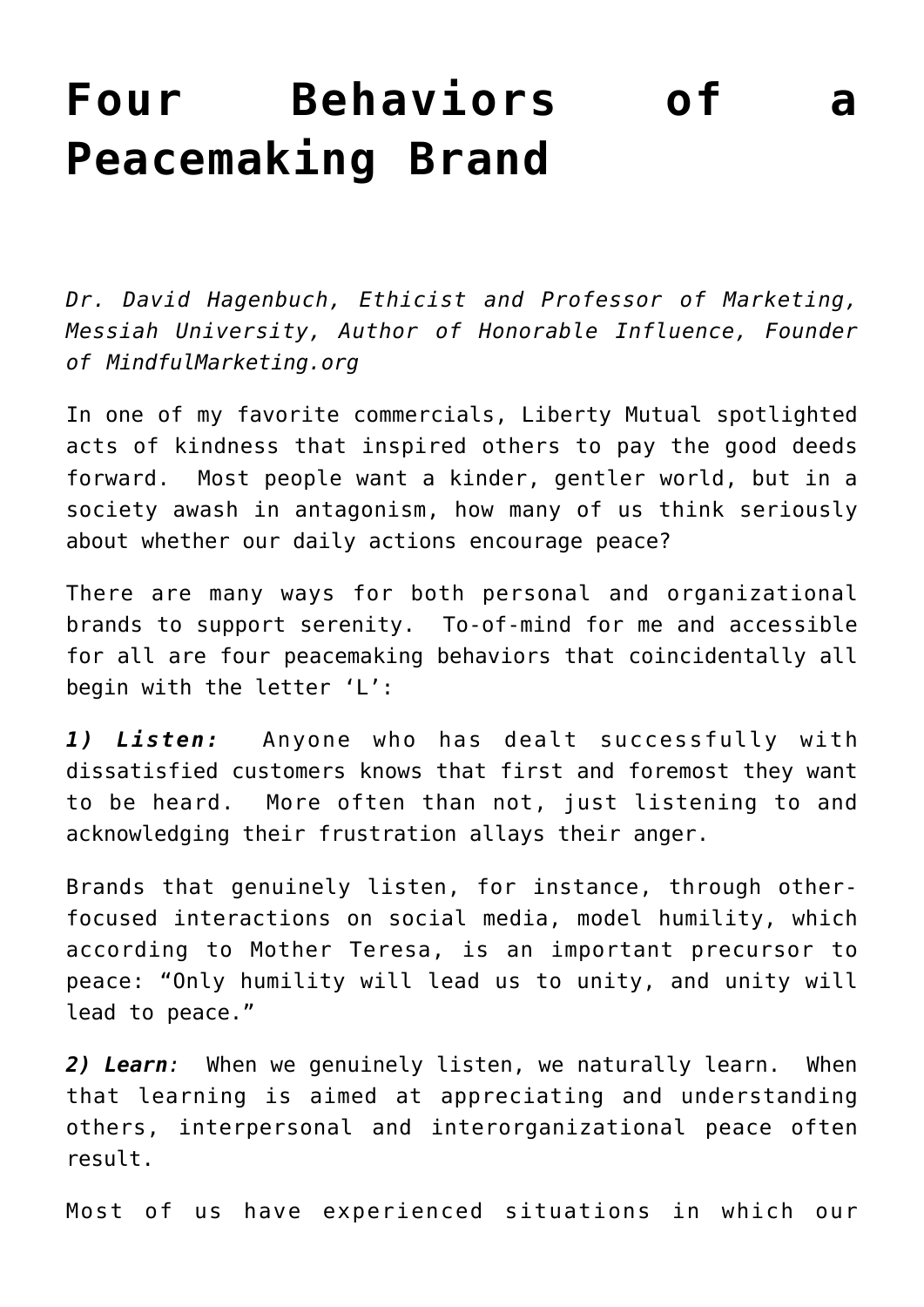# Four Behaviors of a Peacemaking Brand

*Dr. David Hagenbuch, Ethicist and Professor of Marketing, Messiah University, Author of Honorable Influence, Founder of MindfulMarketing.org*

In one of my favorite commercials, Liberty Mutual spotlighted acts of kindness that inspired others to pay the good deeds forward. Most people want a kinder, gentler world, but in a society awash in antagonism, how many of us think seriously about whether our daily actions encourage peace?

There are many ways for both personal and organizational brands to support serenity. To-of-mind for me and accessible for all are four peacemaking behaviors that coincidentally all begin with the letter 'L':

***1) Listen:*** Anyone who has dealt successfully with dissatisfied customers knows that first and foremost they want to be heard. More often than not, just listening to and acknowledging their frustration allays their anger.

Brands that genuinely listen, for instance, through other-focused interactions on social media, model humility, which according to Mother Teresa, is an important precursor to peace: "Only humility will lead us to unity, and unity will lead to peace."

***2) Learn****:* When we genuinely listen, we naturally learn. When that learning is aimed at appreciating and understanding others, interpersonal and interorganizational peace often result.

Most of us have experienced situations in which our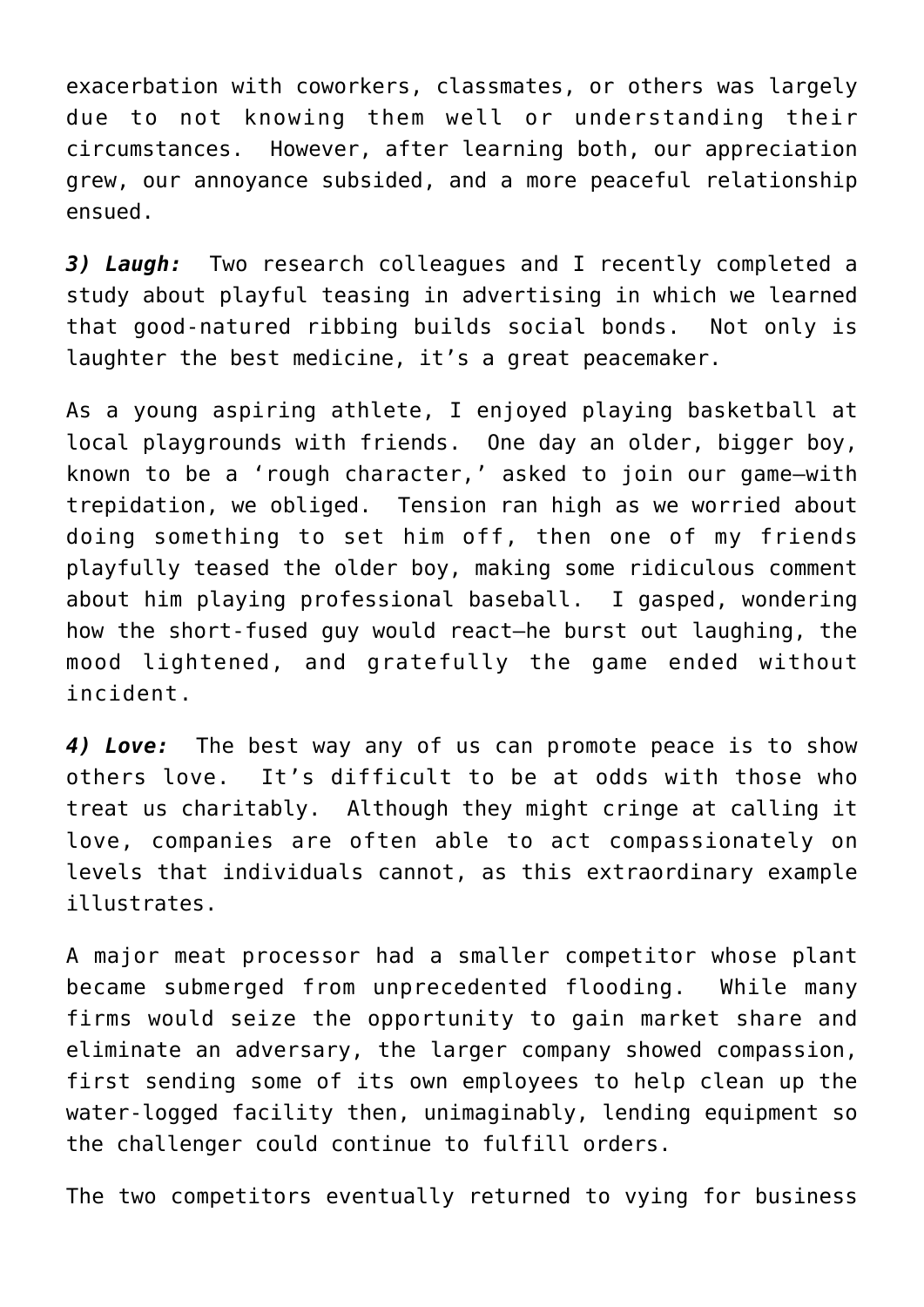exacerbation with coworkers, classmates, or others was largely due to not knowing them well or understanding their circumstances. However, after learning both, our appreciation grew, our annoyance subsided, and a more peaceful relationship ensued.

***3) Laugh:*** Two research colleagues and I recently completed a study about playful teasing in advertising in which we learned that good-natured ribbing builds social bonds. Not only is laughter the best medicine, it's a great peacemaker.

As a young aspiring athlete, I enjoyed playing basketball at local playgrounds with friends. One day an older, bigger boy, known to be a 'rough character,' asked to join our game—with trepidation, we obliged. Tension ran high as we worried about doing something to set him off, then one of my friends playfully teased the older boy, making some ridiculous comment about him playing professional baseball. I gasped, wondering how the short-fused guy would react—he burst out laughing, the mood lightened, and gratefully the game ended without incident.

***4) Love:*** The best way any of us can promote peace is to show others love. It's difficult to be at odds with those who treat us charitably. Although they might cringe at calling it love, companies are often able to act compassionately on levels that individuals cannot, as this extraordinary example illustrates.

A major meat processor had a smaller competitor whose plant became submerged from unprecedented flooding. While many firms would seize the opportunity to gain market share and eliminate an adversary, the larger company showed compassion, first sending some of its own employees to help clean up the water-logged facility then, unimaginably, lending equipment so the challenger could continue to fulfill orders.

The two competitors eventually returned to vying for business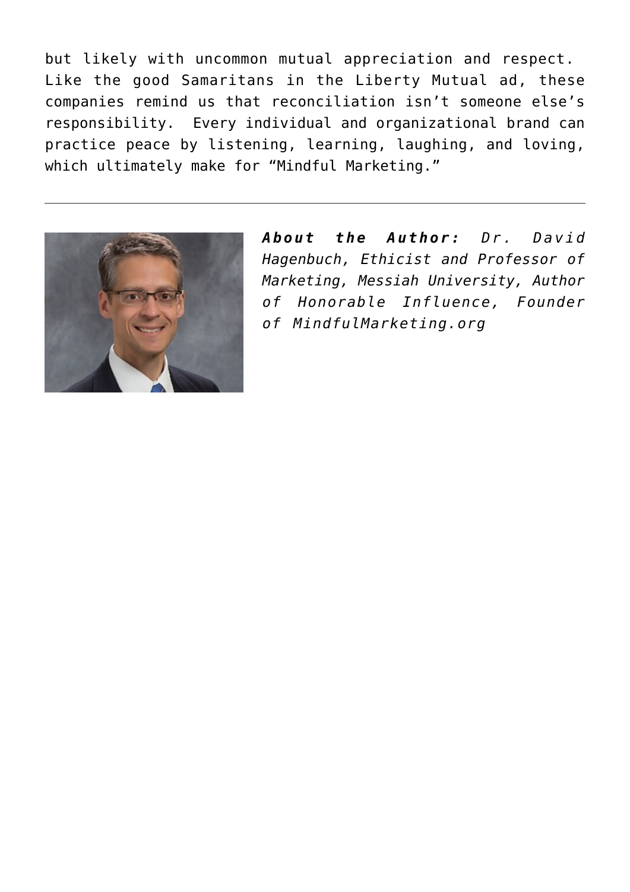but likely with uncommon mutual appreciation and respect. Like the good Samaritans in the Liberty Mutual ad, these companies remind us that reconciliation isn't someone else's responsibility. Every individual and organizational brand can practice peace by listening, learning, laughing, and loving, which ultimately make for "Mindful Marketing."

---

***About the Author:*** *Dr. David Hagenbuch, Ethicist and Professor of Marketing, Messiah University, Author of Honorable Influence, Founder of MindfulMarketing.org*